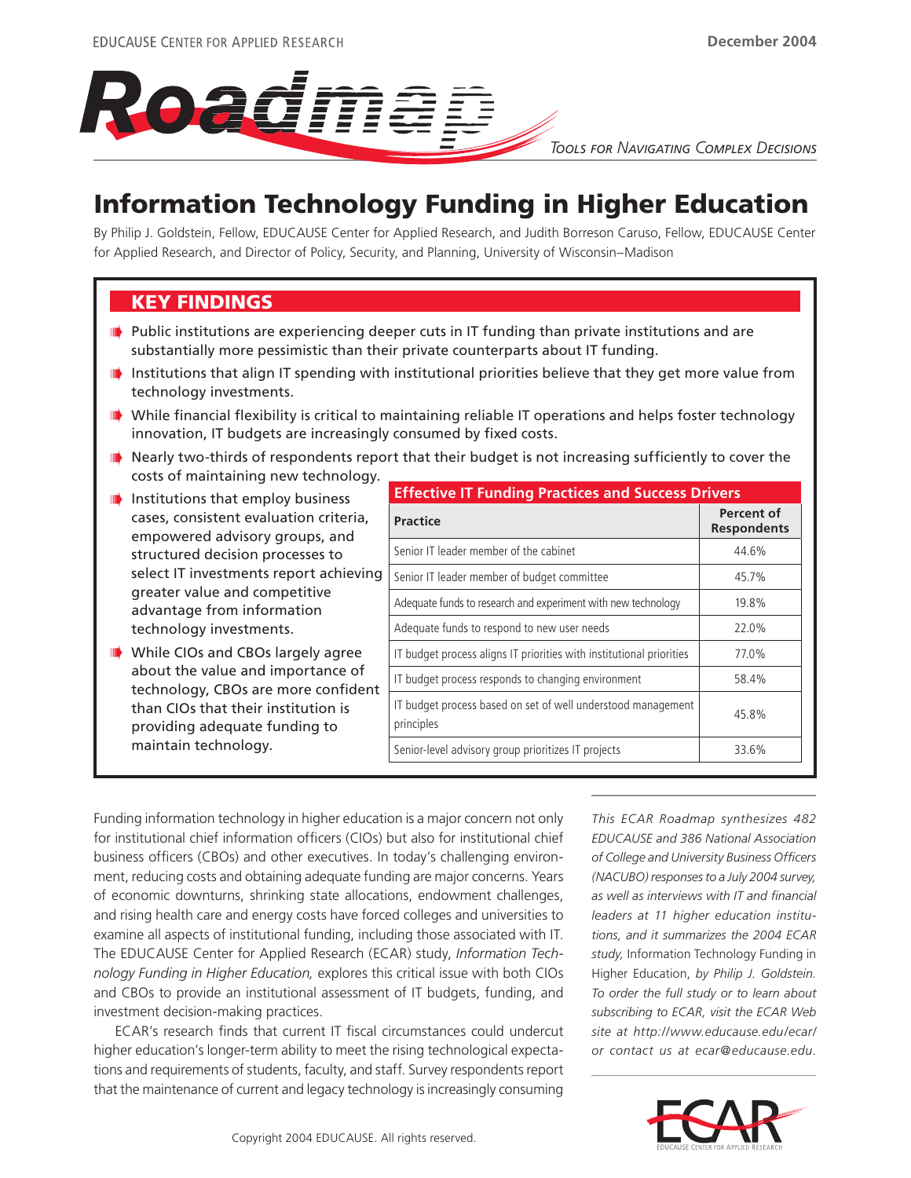EDUCAUSE CENTER FOR APPLIED RESEARCH

December 2004

# Roadmap

*Tools for Navigating Complex Decisions*

# Information Technology Funding in Higher Education

By Philip J. Goldstein, Fellow, EDUCAUSE Center for Applied Research, and Judith Borreson Caruso, Fellow, EDUCAUSE Center for Applied Research, and Director of Policy, Security, and Planning, University of Wisconsin–Madison

## KEY FINDINGS

- Public institutions are experiencing deeper cuts in IT funding than private institutions and are substantially more pessimistic than their private counterparts about IT funding.
- Institutions that align IT spending with institutional priorities believe that they get more value from technology investments.
- While financial flexibility is critical to maintaining reliable IT operations and helps foster technology innovation, IT budgets are increasingly consumed by fixed costs.
- Nearly two-thirds of respondents report that their budget is not increasing sufficiently to cover the costs of maintaining new technology.
- Institutions that employ business cases, consistent evaluation criteria, empowered advisory groups, and structured decision processes to select IT investments report achieving greater value and competitive advantage from information technology investments.
- While CIOs and CBOs largely agree about the value and importance of technology, CBOs are more confident than CIOs that their institution is providing adequate funding to maintain technology.

**Effective IT Funding Practices and Success Drivers**

| Practice | Percent of Respondents |
|---|---|
| Senior IT leader member of the cabinet | 44.6% |
| Senior IT leader member of budget committee | 45.7% |
| Adequate funds to research and experiment with new technology | 19.8% |
| Adequate funds to respond to new user needs | 22.0% |
| IT budget process aligns IT priorities with institutional priorities | 77.0% |
| IT budget process responds to changing environment | 58.4% |
| IT budget process based on set of well understood management principles | 45.8% |
| Senior-level advisory group prioritizes IT projects | 33.6% |

Funding information technology in higher education is a major concern not only for institutional chief information officers (CIOs) but also for institutional chief business officers (CBOs) and other executives. In today's challenging environment, reducing costs and obtaining adequate funding are major concerns. Years of economic downturns, shrinking state allocations, endowment challenges, and rising health care and energy costs have forced colleges and universities to examine all aspects of institutional funding, including those associated with IT. The EDUCAUSE Center for Applied Research (ECAR) study, *Information Technology Funding in Higher Education,* explores this critical issue with both CIOs and CBOs to provide an institutional assessment of IT budgets, funding, and investment decision-making practices.

ECAR's research finds that current IT fiscal circumstances could undercut higher education's longer-term ability to meet the rising technological expectations and requirements of students, faculty, and staff. Survey respondents report that the maintenance of current and legacy technology is increasingly consuming

*This ECAR Roadmap synthesizes 482 EDUCAUSE and 386 National Association of College and University Business Officers (NACUBO) responses to a July 2004 survey, as well as interviews with IT and financial leaders at 11 higher education institutions, and it summarizes the 2004 ECAR study,* Information Technology Funding in Higher Education, *by Philip J. Goldstein. To order the full study or to learn about subscribing to ECAR, visit the ECAR Web site at http://www.educause.edu/ecar/ or contact us at ecar@educause.edu.*

Copyright 2004 EDUCAUSE. All rights reserved.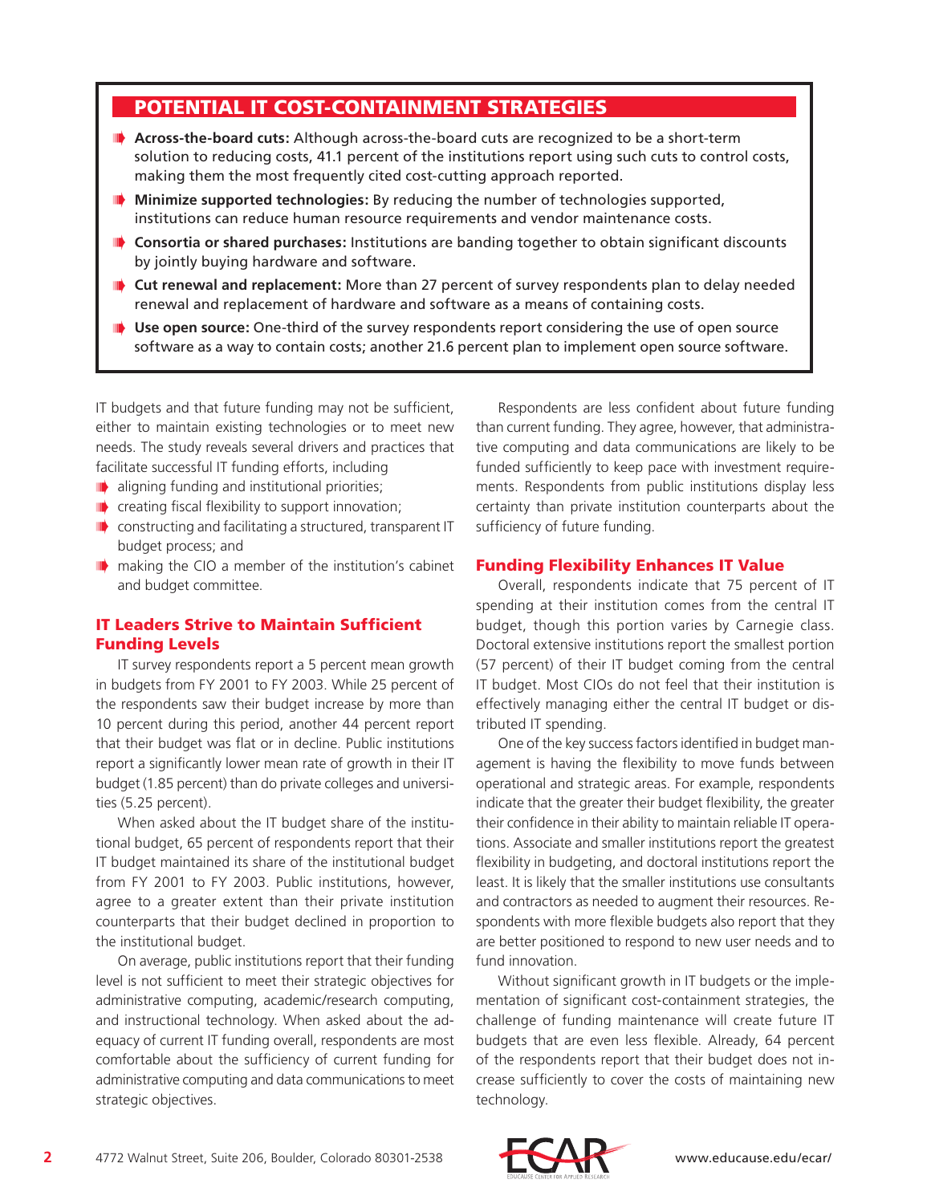## POTENTIAL IT COST-CONTAINMENT STRATEGIES

- **Across-the-board cuts:** Although across-the-board cuts are recognized to be a short-term solution to reducing costs, 41.1 percent of the institutions report using such cuts to control costs, making them the most frequently cited cost-cutting approach reported.
- **Minimize supported technologies:** By reducing the number of technologies supported, institutions can reduce human resource requirements and vendor maintenance costs.
- **Consortia or shared purchases:** Institutions are banding together to obtain significant discounts by jointly buying hardware and software.
- **Cut renewal and replacement:** More than 27 percent of survey respondents plan to delay needed renewal and replacement of hardware and software as a means of containing costs.
- **Use open source:** One-third of the survey respondents report considering the use of open source software as a way to contain costs; another 21.6 percent plan to implement open source software.

IT budgets and that future funding may not be sufficient, either to maintain existing technologies or to meet new needs. The study reveals several drivers and practices that facilitate successful IT funding efforts, including

- aligning funding and institutional priorities;
- creating fiscal flexibility to support innovation;
- constructing and facilitating a structured, transparent IT budget process; and
- making the CIO a member of the institution's cabinet and budget committee.

### IT Leaders Strive to Maintain Sufficient Funding Levels

IT survey respondents report a 5 percent mean growth in budgets from FY 2001 to FY 2003. While 25 percent of the respondents saw their budget increase by more than 10 percent during this period, another 44 percent report that their budget was flat or in decline. Public institutions report a significantly lower mean rate of growth in their IT budget (1.85 percent) than do private colleges and universities (5.25 percent).

When asked about the IT budget share of the institutional budget, 65 percent of respondents report that their IT budget maintained its share of the institutional budget from FY 2001 to FY 2003. Public institutions, however, agree to a greater extent than their private institution counterparts that their budget declined in proportion to the institutional budget.

On average, public institutions report that their funding level is not sufficient to meet their strategic objectives for administrative computing, academic/research computing, and instructional technology. When asked about the adequacy of current IT funding overall, respondents are most comfortable about the sufficiency of current funding for administrative computing and data communications to meet strategic objectives.

Respondents are less confident about future funding than current funding. They agree, however, that administrative computing and data communications are likely to be funded sufficiently to keep pace with investment requirements. Respondents from public institutions display less certainty than private institution counterparts about the sufficiency of future funding.

### Funding Flexibility Enhances IT Value

Overall, respondents indicate that 75 percent of IT spending at their institution comes from the central IT budget, though this portion varies by Carnegie class. Doctoral extensive institutions report the smallest portion (57 percent) of their IT budget coming from the central IT budget. Most CIOs do not feel that their institution is effectively managing either the central IT budget or distributed IT spending.

One of the key success factors identified in budget management is having the flexibility to move funds between operational and strategic areas. For example, respondents indicate that the greater their budget flexibility, the greater their confidence in their ability to maintain reliable IT operations. Associate and smaller institutions report the greatest flexibility in budgeting, and doctoral institutions report the least. It is likely that the smaller institutions use consultants and contractors as needed to augment their resources. Respondents with more flexible budgets also report that they are better positioned to respond to new user needs and to fund innovation.

Without significant growth in IT budgets or the implementation of significant cost-containment strategies, the challenge of funding maintenance will create future IT budgets that are even less flexible. Already, 64 percent of the respondents report that their budget does not increase sufficiently to cover the costs of maintaining new technology.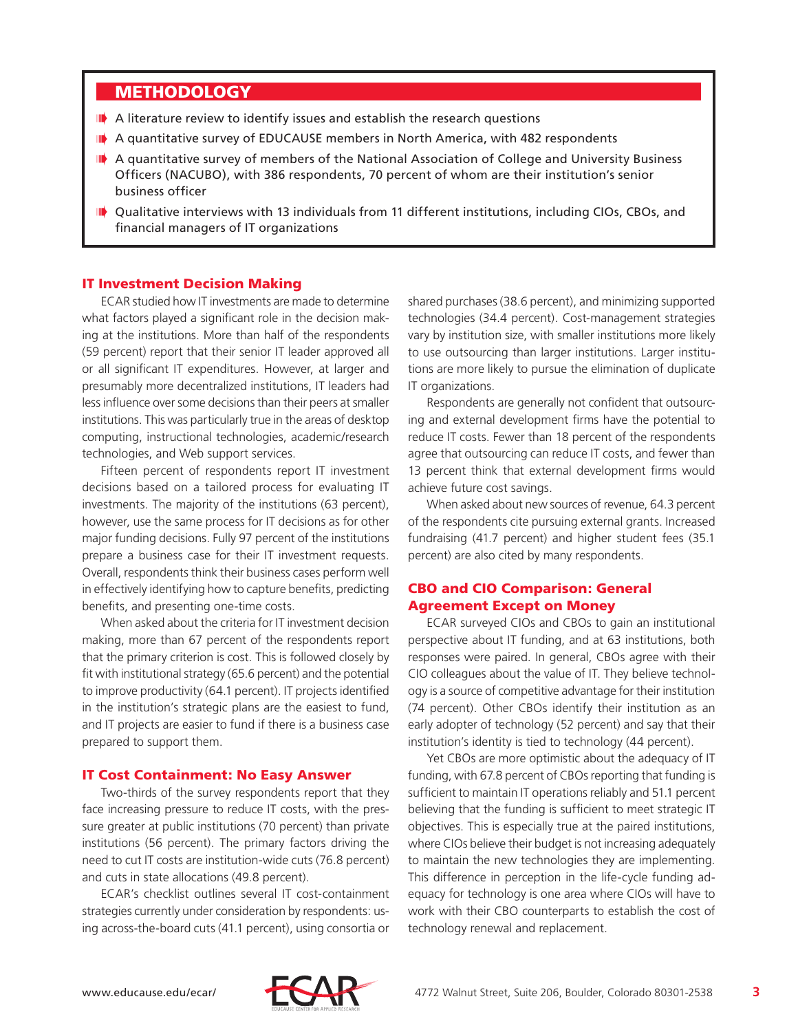## METHODOLOGY

- A literature review to identify issues and establish the research questions
- A quantitative survey of EDUCAUSE members in North America, with 482 respondents
- A quantitative survey of members of the National Association of College and University Business Officers (NACUBO), with 386 respondents, 70 percent of whom are their institution's senior business officer
- Qualitative interviews with 13 individuals from 11 different institutions, including CIOs, CBOs, and financial managers of IT organizations

### IT Investment Decision Making

ECAR studied how IT investments are made to determine what factors played a significant role in the decision making at the institutions. More than half of the respondents (59 percent) report that their senior IT leader approved all or all significant IT expenditures. However, at larger and presumably more decentralized institutions, IT leaders had less influence over some decisions than their peers at smaller institutions. This was particularly true in the areas of desktop computing, instructional technologies, academic/research technologies, and Web support services.

Fifteen percent of respondents report IT investment decisions based on a tailored process for evaluating IT investments. The majority of the institutions (63 percent), however, use the same process for IT decisions as for other major funding decisions. Fully 97 percent of the institutions prepare a business case for their IT investment requests. Overall, respondents think their business cases perform well in effectively identifying how to capture benefits, predicting benefits, and presenting one-time costs.

When asked about the criteria for IT investment decision making, more than 67 percent of the respondents report that the primary criterion is cost. This is followed closely by fit with institutional strategy (65.6 percent) and the potential to improve productivity (64.1 percent). IT projects identified in the institution's strategic plans are the easiest to fund, and IT projects are easier to fund if there is a business case prepared to support them.

### IT Cost Containment: No Easy Answer

Two-thirds of the survey respondents report that they face increasing pressure to reduce IT costs, with the pressure greater at public institutions (70 percent) than private institutions (56 percent). The primary factors driving the need to cut IT costs are institution-wide cuts (76.8 percent) and cuts in state allocations (49.8 percent).

ECAR's checklist outlines several IT cost-containment strategies currently under consideration by respondents: using across-the-board cuts (41.1 percent), using consortia or shared purchases (38.6 percent), and minimizing supported technologies (34.4 percent). Cost-management strategies vary by institution size, with smaller institutions more likely to use outsourcing than larger institutions. Larger institutions are more likely to pursue the elimination of duplicate IT organizations.

Respondents are generally not confident that outsourcing and external development firms have the potential to reduce IT costs. Fewer than 18 percent of the respondents agree that outsourcing can reduce IT costs, and fewer than 13 percent think that external development firms would achieve future cost savings.

When asked about new sources of revenue, 64.3 percent of the respondents cite pursuing external grants. Increased fundraising (41.7 percent) and higher student fees (35.1 percent) are also cited by many respondents.

### CBO and CIO Comparison: General Agreement Except on Money

ECAR surveyed CIOs and CBOs to gain an institutional perspective about IT funding, and at 63 institutions, both responses were paired. In general, CBOs agree with their CIO colleagues about the value of IT. They believe technology is a source of competitive advantage for their institution (74 percent). Other CBOs identify their institution as an early adopter of technology (52 percent) and say that their institution's identity is tied to technology (44 percent).

Yet CBOs are more optimistic about the adequacy of IT funding, with 67.8 percent of CBOs reporting that funding is sufficient to maintain IT operations reliably and 51.1 percent believing that the funding is sufficient to meet strategic IT objectives. This is especially true at the paired institutions, where CIOs believe their budget is not increasing adequately to maintain the new technologies they are implementing. This difference in perception in the life-cycle funding adequacy for technology is one area where CIOs will have to work with their CBO counterparts to establish the cost of technology renewal and replacement.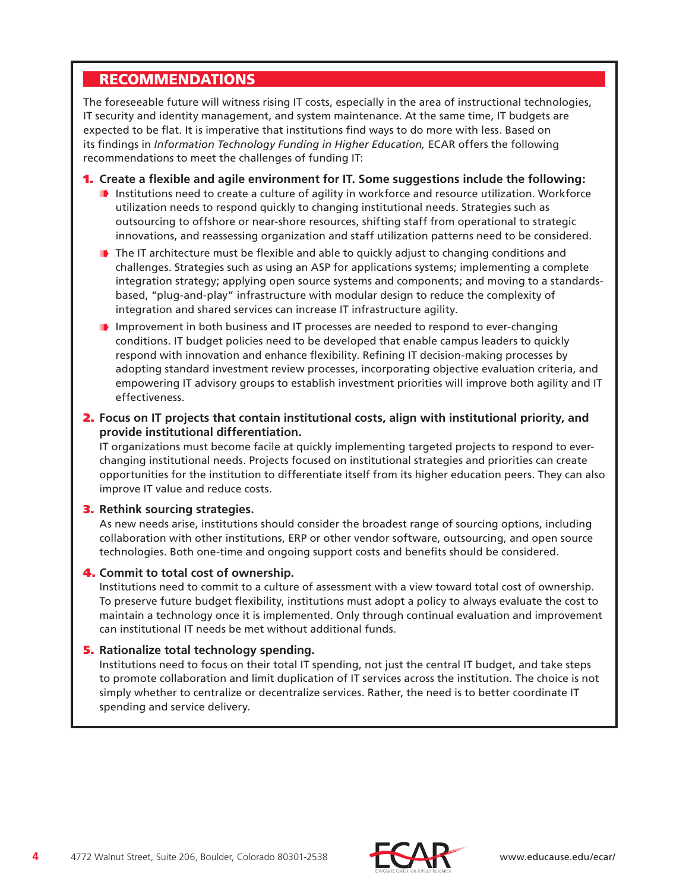## RECOMMENDATIONS

The foreseeable future will witness rising IT costs, especially in the area of instructional technologies, IT security and identity management, and system maintenance. At the same time, IT budgets are expected to be flat. It is imperative that institutions find ways to do more with less. Based on its findings in *Information Technology Funding in Higher Education,* ECAR offers the following recommendations to meet the challenges of funding IT:

1. **Create a flexible and agile environment for IT. Some suggestions include the following:**
   - Institutions need to create a culture of agility in workforce and resource utilization. Workforce utilization needs to respond quickly to changing institutional needs. Strategies such as outsourcing to offshore or near-shore resources, shifting staff from operational to strategic innovations, and reassessing organization and staff utilization patterns need to be considered.
   - The IT architecture must be flexible and able to quickly adjust to changing conditions and challenges. Strategies such as using an ASP for applications systems; implementing a complete integration strategy; applying open source systems and components; and moving to a standards-based, "plug-and-play" infrastructure with modular design to reduce the complexity of integration and shared services can increase IT infrastructure agility.
   - Improvement in both business and IT processes are needed to respond to ever-changing conditions. IT budget policies need to be developed that enable campus leaders to quickly respond with innovation and enhance flexibility. Refining IT decision-making processes by adopting standard investment review processes, incorporating objective evaluation criteria, and empowering IT advisory groups to establish investment priorities will improve both agility and IT effectiveness.

2. **Focus on IT projects that contain institutional costs, align with institutional priority, and provide institutional differentiation.**
   IT organizations must become facile at quickly implementing targeted projects to respond to ever-changing institutional needs. Projects focused on institutional strategies and priorities can create opportunities for the institution to differentiate itself from its higher education peers. They can also improve IT value and reduce costs.

3. **Rethink sourcing strategies.**
   As new needs arise, institutions should consider the broadest range of sourcing options, including collaboration with other institutions, ERP or other vendor software, outsourcing, and open source technologies. Both one-time and ongoing support costs and benefits should be considered.

4. **Commit to total cost of ownership.**
   Institutions need to commit to a culture of assessment with a view toward total cost of ownership. To preserve future budget flexibility, institutions must adopt a policy to always evaluate the cost to maintain a technology once it is implemented. Only through continual evaluation and improvement can institutional IT needs be met without additional funds.

5. **Rationalize total technology spending.**
   Institutions need to focus on their total IT spending, not just the central IT budget, and take steps to promote collaboration and limit duplication of IT services across the institution. The choice is not simply whether to centralize or decentralize services. Rather, the need is to better coordinate IT spending and service delivery.